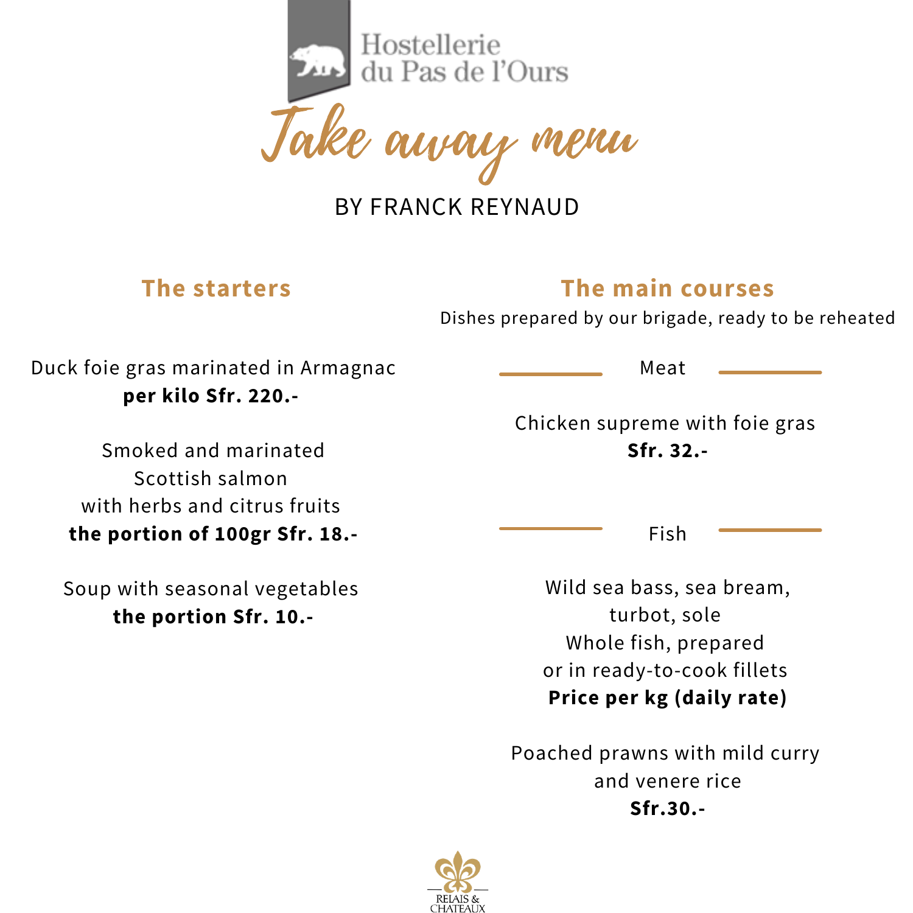Hostellerie du Pas de l'Ours

# Take away menu

BY FRANCK REYNAUD

## The starters

Duck foie gras marinated in Armagnac
**per kilo Sfr. 220.-**

Smoked and marinated
Scottish salmon
with herbs and citrus fruits
**the portion of 100gr Sfr. 18.-**

Soup with seasonal vegetables
**the portion Sfr. 10.-**

## The main courses

Dishes prepared by our brigade, ready to be reheated

### Meat

Chicken supreme with foie gras
**Sfr. 32.-**

### Fish

Wild sea bass, sea bream,
turbot, sole
Whole fish, prepared
or in ready-to-cook fillets
**Price per kg (daily rate)**

Poached prawns with mild curry
and venere rice
**Sfr.30.-**

RELAIS & CHATEAUX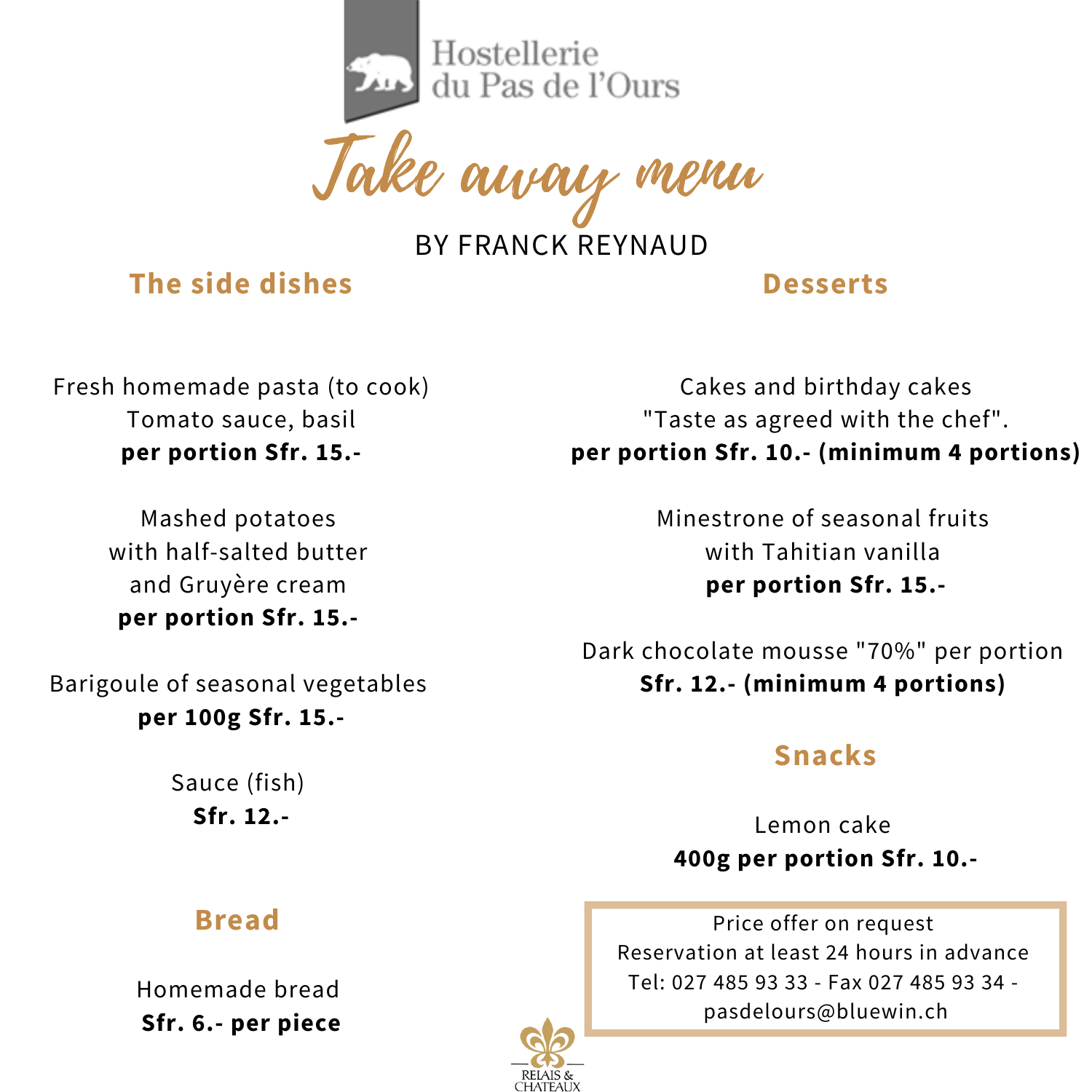Hostellerie du Pas de l'Ours

# Take away menu

BY FRANCK REYNAUD

## The side dishes

Fresh homemade pasta (to cook)
Tomato sauce, basil
**per portion Sfr. 15.-**

Mashed potatoes
with half-salted butter
and Gruyère cream
**per portion Sfr. 15.-**

Barigoule of seasonal vegetables
**per 100g Sfr. 15.-**

Sauce (fish)
**Sfr. 12.-**

## Bread

Homemade bread
**Sfr. 6.- per piece**

## Desserts

Cakes and birthday cakes
"Taste as agreed with the chef".
**per portion Sfr. 10.- (minimum 4 portions)**

Minestrone of seasonal fruits
with Tahitian vanilla
**per portion Sfr. 15.-**

Dark chocolate mousse "70%" per portion
**Sfr. 12.- (minimum 4 portions)**

## Snacks

Lemon cake
**400g per portion Sfr. 10.-**

Price offer on request
Reservation at least 24 hours in advance
Tel: 027 485 93 33 - Fax 027 485 93 34 -
pasdelours@bluewin.ch

RELAIS & CHATEAUX